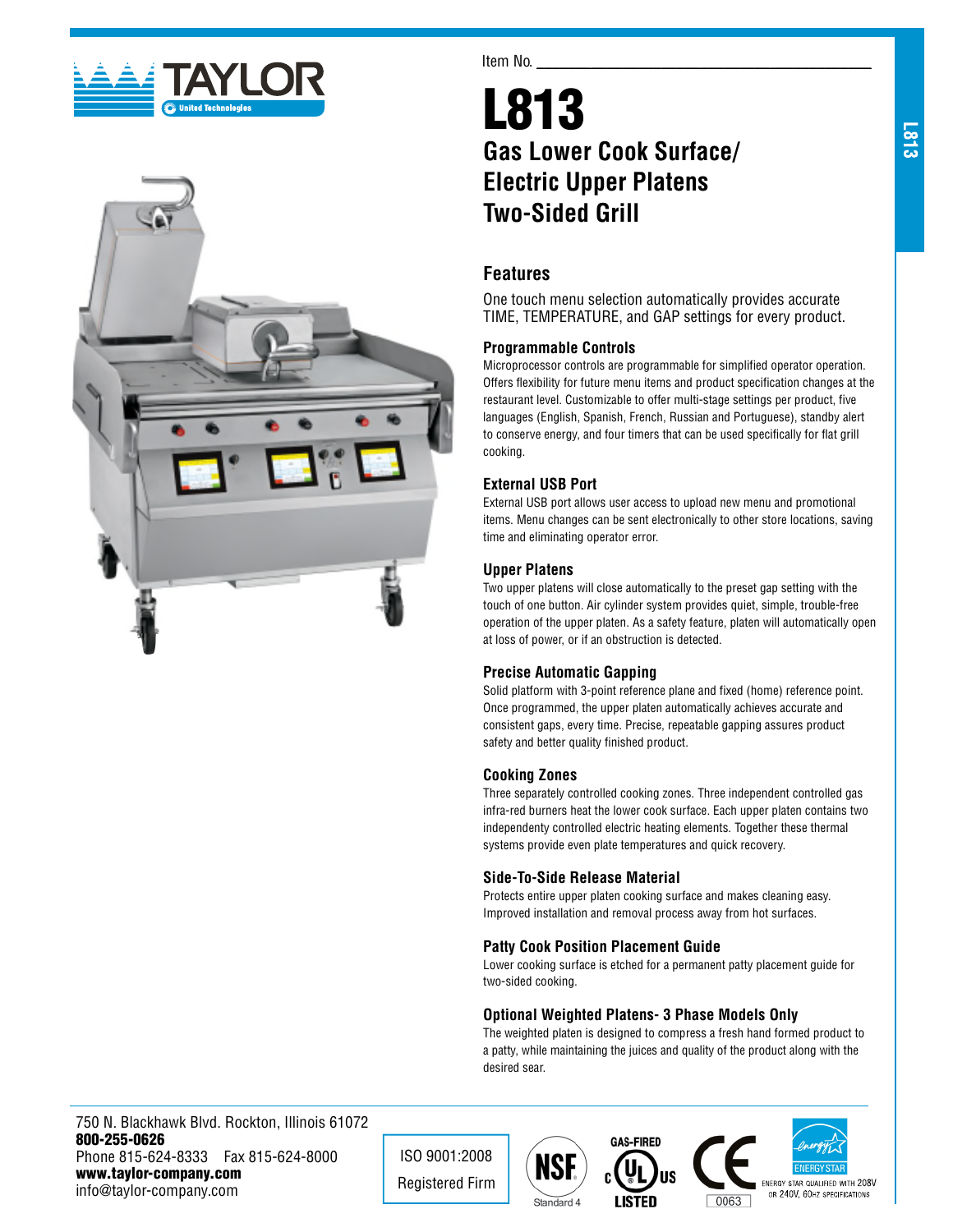Item No. ______________________________

# L813

## Gas Lower Cook Surface/ Electric Upper Platens Two-Sided Grill

## Features

One touch menu selection automatically provides accurate TIME, TEMPERATURE, and GAP settings for every product.

### Programmable Controls

Microprocessor controls are programmable for simplified operator operation. Offers flexibility for future menu items and product specification changes at the restaurant level. Customizable to offer multi-stage settings per product, five languages (English, Spanish, French, Russian and Portuguese), standby alert to conserve energy, and four timers that can be used specifically for flat grill cooking.

### External USB Port

External USB port allows user access to upload new menu and promotional items. Menu changes can be sent electronically to other store locations, saving time and eliminating operator error.

### Upper Platens

Two upper platens will close automatically to the preset gap setting with the touch of one button. Air cylinder system provides quiet, simple, trouble-free operation of the upper platen. As a safety feature, platen will automatically open at loss of power, or if an obstruction is detected.

### Precise Automatic Gapping

Solid platform with 3-point reference plane and fixed (home) reference point. Once programmed, the upper platen automatically achieves accurate and consistent gaps, every time. Precise, repeatable gapping assures product safety and better quality finished product.

### Cooking Zones

Three separately controlled cooking zones. Three independent controlled gas infra-red burners heat the lower cook surface. Each upper platen contains two independently controlled electric heating elements. Together these thermal systems provide even plate temperatures and quick recovery.

### Side-To-Side Release Material

Protects entire upper platen cooking surface and makes cleaning easy. Improved installation and removal process away from hot surfaces.

### Patty Cook Position Placement Guide

Lower cooking surface is etched for a permanent patty placement guide for two-sided cooking.

### Optional Weighted Platens- 3 Phase Models Only

The weighted platen is designed to compress a fresh hand formed product to a patty, while maintaining the juices and quality of the product along with the desired sear.

---

750 N. Blackhawk Blvd. Rockton, Illinois 61072
**800-255-0626**
Phone 815-624-8333 Fax 815-624-8000
**www.taylor-company.com**
info@taylor-company.com

ISO 9001:2008 Registered Firm

NSF Standard 4

GAS-FIRED c UL us LISTED

CE 0063

ENERGY STAR QUALIFIED WITH 208V OR 240V, 60HZ SPECIFICATIONS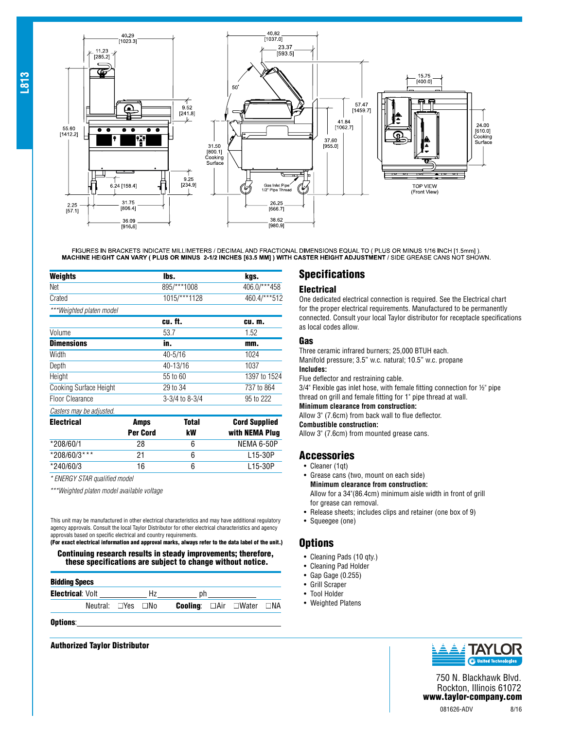40.29 [1023.3]
11.23 [285.2]
9.52 [241.8]
55.60 [1412.2]
9.25 [234.9]
6.24 [158.4]
2.25 [57.1]
31.75 [806.4]
36.09 [916.6]

40.82 [1037.0]
23.37 [593.5]
50°
57.47 [1459.7]
41.84 [1062.7]
37.60 [955.0]
31.50 [800.1] Cooking Surface
Gas Inlet Pipe 1/2" Pipe Thread
26.25 [666.7]
38.62 [980.9]

15.75 [400.0]
24.00 [610.0] Cooking Surface
TOP VIEW (Front View)

FIGURES IN BRACKETS INDICATE MILLIMETERS / DECIMAL AND FRACTIONAL DIMENSIONS EQUAL TO ( PLUS OR MINUS 1/16 INCH [1.5mm] ).
**MACHINE HEIGHT CAN VARY ( PLUS OR MINUS 2-1/2 INCHES [63.5 MM] ) WITH CASTER HEIGHT ADJUSTMENT / SIDE GREASE CANS NOT SHOWN.**

| **Weights** | **lbs.** | **kgs.** |
|---|---|---|
| Net | 895/***1008 | 406.0/***458 |
| Crated | 1015/***1128 | 460.4/***512 |
| *\*\*\*Weighted platen model* | | |
| | **cu. ft.** | **cu. m.** |
| Volume | 53.7 | 1.52 |
| **Dimensions** | **in.** | **mm.** |
| Width | 40-5/16 | 1024 |
| Depth | 40-13/16 | 1037 |
| Height | 55 to 60 | 1397 to 1524 |
| Cooking Surface Height | 29 to 34 | 737 to 864 |
| Floor Clearance | 3-3/4 to 8-3/4 | 95 to 222 |
| *Casters may be adjusted.* | | |

| **Electrical** | **Amps Per Cord** | **Total kW** | **Cord Supplied with NEMA Plug** |
|---|---|---|---|
| *208/60/1 | 28 | 6 | NEMA 6-50P |
| *208/60/3*** | 21 | 6 | L15-30P |
| *240/60/3 | 16 | 6 | L15-30P |

*\* ENERGY STAR qualified model*

*\*\*\*Weighted platen model available voltage*

This unit may be manufactured in other electrical characteristics and may have additional regulatory agency approvals. Consult the local Taylor Distributor for other electrical characteristics and agency approvals based on specific electrical and country requirements.
**(For exact electrical information and approval marks, always refer to the data label of the unit.)**

**Continuing research results in steady improvements; therefore, these specifications are subject to change without notice.**

**Bidding Specs**

**Electrical**: Volt ___________ Hz ___________ ph ___________

Neutral: ☐Yes ☐No **Cooling**: ☐Air ☐Water ☐NA

**Options**: ___________

## Specifications

### Electrical

One dedicated electrical connection is required. See the Electrical chart for the proper electrical requirements. Manufactured to be permanently connected. Consult your local Taylor distributor for receptacle specifications as local codes allow.

### Gas

Three ceramic infrared burners; 25,000 BTUH each.
Manifold pressure; 3.5" w.c. natural; 10.5" w.c. propane

**Includes:**
Flue deflector and restraining cable.
3/4" Flexible gas inlet hose, with female fitting connection for ½" pipe thread on grill and female fitting for 1" pipe thread at wall.

**Minimum clearance from construction:**
Allow 3" (7.6cm) from back wall to flue deflector.

**Combustible construction:**
Allow 3" (7.6cm) from mounted grease cans.

## Accessories

- Cleaner (1qt)
- Grease cans (two, mount on each side)
  **Minimum clearance from construction:**
  Allow for a 34"(86.4cm) minimum aisle width in front of grill for grease can removal.
- Release sheets; includes clips and retainer (one box of 9)
- Squeegee (one)

## Options

- Cleaning Pads (10 qty.)
- Cleaning Pad Holder
- Gap Gage (0.255)
- Grill Scraper
- Tool Holder
- Weighted Platens

**Authorized Taylor Distributor**

TAYLOR
United Technologies

750 N. Blackhawk Blvd.
Rockton, Illinois 61072
**www.taylor-company.com**

081626-ADV 8/16